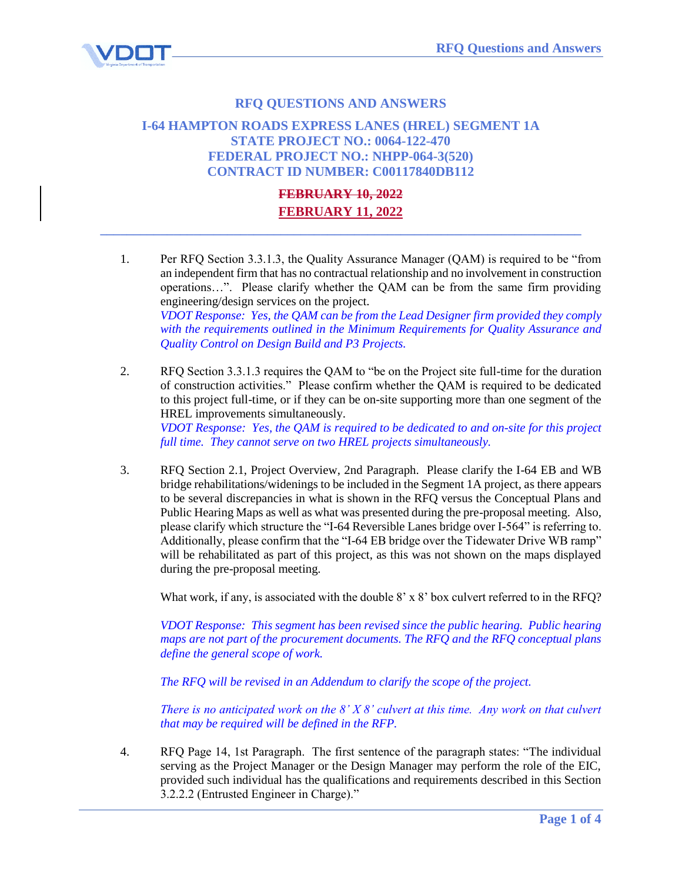# RFQ QUESTIONS AND ANSWERS

## I-64 HAMPTON ROADS EXPRESS LANES (HREL) SEGMENT 1A
## STATE PROJECT NO.: 0064-122-470
## FEDERAL PROJECT NO.: NHPP-064-3(520)
## CONTRACT ID NUMBER: C00117840DB112

~~FEBRUARY 10, 2022~~

FEBRUARY 11, 2022

---

1. Per RFQ Section 3.3.1.3, the Quality Assurance Manager (QAM) is required to be "from an independent firm that has no contractual relationship and no involvement in construction operations…". Please clarify whether the QAM can be from the same firm providing engineering/design services on the project.

   *VDOT Response: Yes, the QAM can be from the Lead Designer firm provided they comply with the requirements outlined in the Minimum Requirements for Quality Assurance and Quality Control on Design Build and P3 Projects.*

2. RFQ Section 3.3.1.3 requires the QAM to "be on the Project site full-time for the duration of construction activities." Please confirm whether the QAM is required to be dedicated to this project full-time, or if they can be on-site supporting more than one segment of the HREL improvements simultaneously.

   *VDOT Response: Yes, the QAM is required to be dedicated to and on-site for this project full time. They cannot serve on two HREL projects simultaneously.*

3. RFQ Section 2.1, Project Overview, 2nd Paragraph. Please clarify the I-64 EB and WB bridge rehabilitations/widenings to be included in the Segment 1A project, as there appears to be several discrepancies in what is shown in the RFQ versus the Conceptual Plans and Public Hearing Maps as well as what was presented during the pre-proposal meeting. Also, please clarify which structure the "I-64 Reversible Lanes bridge over I-564" is referring to. Additionally, please confirm that the "I-64 EB bridge over the Tidewater Drive WB ramp" will be rehabilitated as part of this project, as this was not shown on the maps displayed during the pre-proposal meeting.

   What work, if any, is associated with the double 8' x 8' box culvert referred to in the RFQ?

   *VDOT Response: This segment has been revised since the public hearing. Public hearing maps are not part of the procurement documents. The RFQ and the RFQ conceptual plans define the general scope of work.*

   *The RFQ will be revised in an Addendum to clarify the scope of the project.*

   *There is no anticipated work on the 8' X 8' culvert at this time. Any work on that culvert that may be required will be defined in the RFP.*

4. RFQ Page 14, 1st Paragraph. The first sentence of the paragraph states: "The individual serving as the Project Manager or the Design Manager may perform the role of the EIC, provided such individual has the qualifications and requirements described in this Section 3.2.2.2 (Entrusted Engineer in Charge)."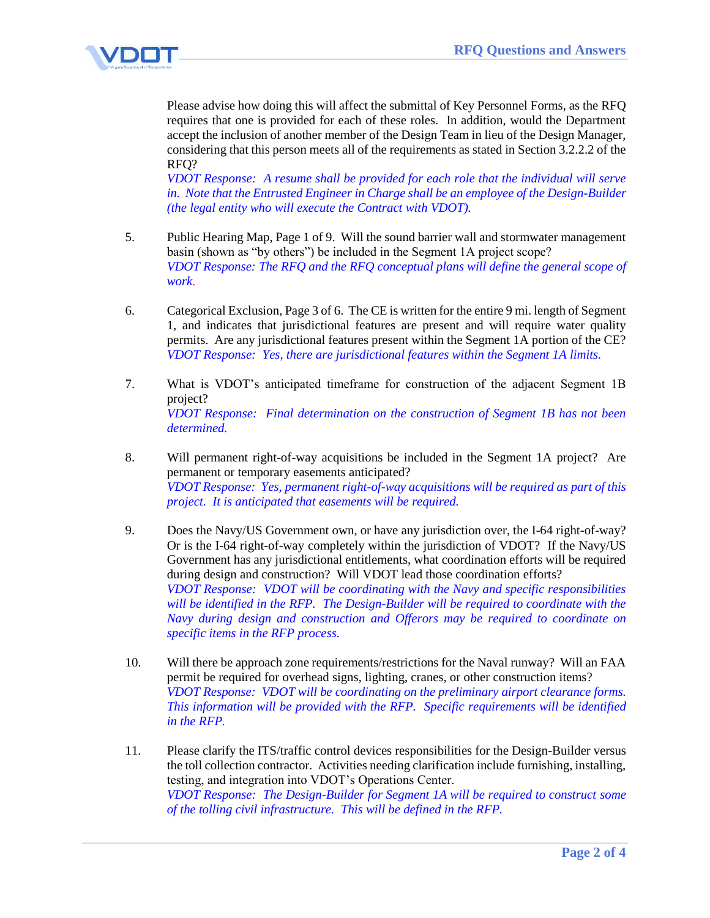Please advise how doing this will affect the submittal of Key Personnel Forms, as the RFQ requires that one is provided for each of these roles. In addition, would the Department accept the inclusion of another member of the Design Team in lieu of the Design Manager, considering that this person meets all of the requirements as stated in Section 3.2.2.2 of the RFQ?
*VDOT Response: A resume shall be provided for each role that the individual will serve in. Note that the Entrusted Engineer in Charge shall be an employee of the Design-Builder (the legal entity who will execute the Contract with VDOT).*

5. Public Hearing Map, Page 1 of 9. Will the sound barrier wall and stormwater management basin (shown as "by others") be included in the Segment 1A project scope?
*VDOT Response: The RFQ and the RFQ conceptual plans will define the general scope of work.*

6. Categorical Exclusion, Page 3 of 6. The CE is written for the entire 9 mi. length of Segment 1, and indicates that jurisdictional features are present and will require water quality permits. Are any jurisdictional features present within the Segment 1A portion of the CE?
*VDOT Response: Yes, there are jurisdictional features within the Segment 1A limits.*

7. What is VDOT's anticipated timeframe for construction of the adjacent Segment 1B project?
*VDOT Response: Final determination on the construction of Segment 1B has not been determined.*

8. Will permanent right-of-way acquisitions be included in the Segment 1A project? Are permanent or temporary easements anticipated?
*VDOT Response: Yes, permanent right-of-way acquisitions will be required as part of this project. It is anticipated that easements will be required.*

9. Does the Navy/US Government own, or have any jurisdiction over, the I-64 right-of-way? Or is the I-64 right-of-way completely within the jurisdiction of VDOT? If the Navy/US Government has any jurisdictional entitlements, what coordination efforts will be required during design and construction? Will VDOT lead those coordination efforts?
*VDOT Response: VDOT will be coordinating with the Navy and specific responsibilities will be identified in the RFP. The Design-Builder will be required to coordinate with the Navy during design and construction and Offerors may be required to coordinate on specific items in the RFP process.*

10. Will there be approach zone requirements/restrictions for the Naval runway? Will an FAA permit be required for overhead signs, lighting, cranes, or other construction items?
*VDOT Response: VDOT will be coordinating on the preliminary airport clearance forms. This information will be provided with the RFP. Specific requirements will be identified in the RFP.*

11. Please clarify the ITS/traffic control devices responsibilities for the Design-Builder versus the toll collection contractor. Activities needing clarification include furnishing, installing, testing, and integration into VDOT's Operations Center.
*VDOT Response: The Design-Builder for Segment 1A will be required to construct some of the tolling civil infrastructure. This will be defined in the RFP.*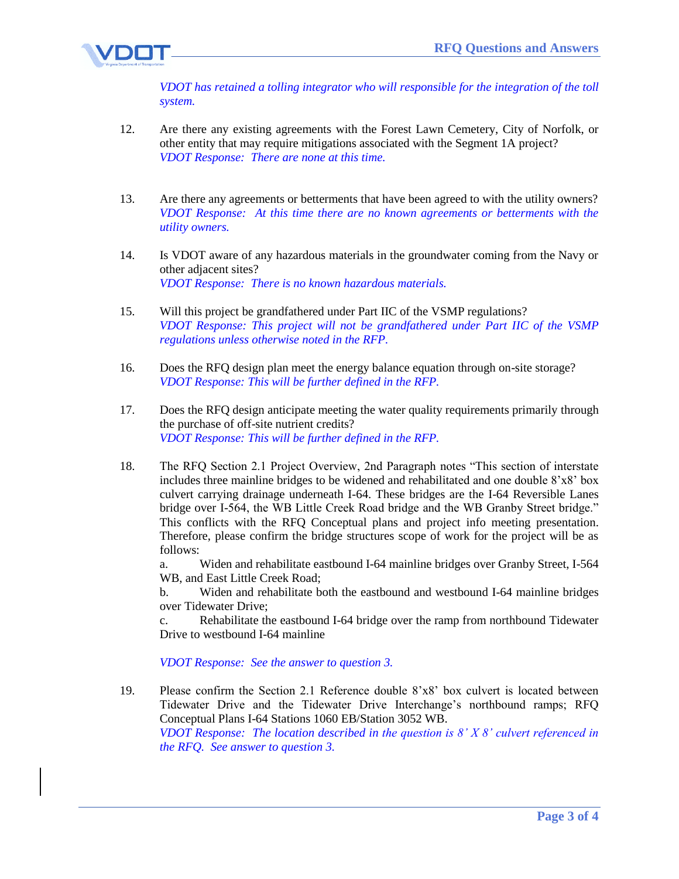*VDOT has retained a tolling integrator who will responsible for the integration of the toll system.*

12. Are there any existing agreements with the Forest Lawn Cemetery, City of Norfolk, or other entity that may require mitigations associated with the Segment 1A project?
*VDOT Response: There are none at this time.*

13. Are there any agreements or betterments that have been agreed to with the utility owners?
*VDOT Response: At this time there are no known agreements or betterments with the utility owners.*

14. Is VDOT aware of any hazardous materials in the groundwater coming from the Navy or other adjacent sites?
*VDOT Response: There is no known hazardous materials.*

15. Will this project be grandfathered under Part IIC of the VSMP regulations?
*VDOT Response: This project will not be grandfathered under Part IIC of the VSMP regulations unless otherwise noted in the RFP.*

16. Does the RFQ design plan meet the energy balance equation through on-site storage?
*VDOT Response: This will be further defined in the RFP.*

17. Does the RFQ design anticipate meeting the water quality requirements primarily through the purchase of off-site nutrient credits?
*VDOT Response: This will be further defined in the RFP.*

18. The RFQ Section 2.1 Project Overview, 2nd Paragraph notes “This section of interstate includes three mainline bridges to be widened and rehabilitated and one double 8’x8’ box culvert carrying drainage underneath I-64. These bridges are the I-64 Reversible Lanes bridge over I-564, the WB Little Creek Road bridge and the WB Granby Street bridge.” This conflicts with the RFQ Conceptual plans and project info meeting presentation. Therefore, please confirm the bridge structures scope of work for the project will be as follows:
    a. Widen and rehabilitate eastbound I-64 mainline bridges over Granby Street, I-564 WB, and East Little Creek Road;
    b. Widen and rehabilitate both the eastbound and westbound I-64 mainline bridges over Tidewater Drive;
    c. Rehabilitate the eastbound I-64 bridge over the ramp from northbound Tidewater Drive to westbound I-64 mainline

    *VDOT Response: See the answer to question 3.*

19. Please confirm the Section 2.1 Reference double 8’x8’ box culvert is located between Tidewater Drive and the Tidewater Drive Interchange’s northbound ramps; RFQ Conceptual Plans I-64 Stations 1060 EB/Station 3052 WB.
*VDOT Response: The location described in the question is 8’ X 8’ culvert referenced in the RFQ. See answer to question 3.*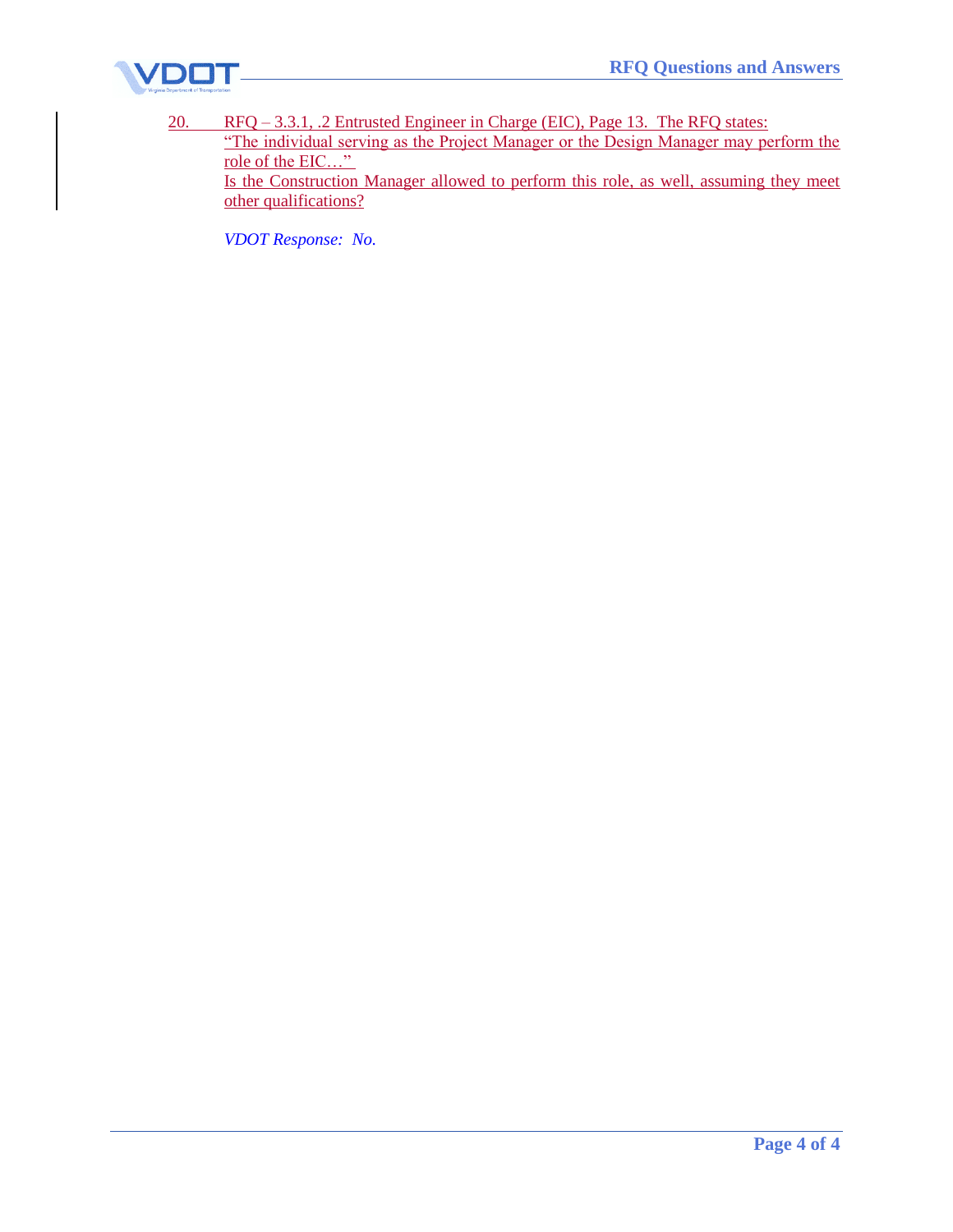20. RFQ – 3.3.1, .2 Entrusted Engineer in Charge (EIC), Page 13. The RFQ states: "The individual serving as the Project Manager or the Design Manager may perform the role of the EIC…"
Is the Construction Manager allowed to perform this role, as well, assuming they meet other qualifications?

*VDOT Response: No.*